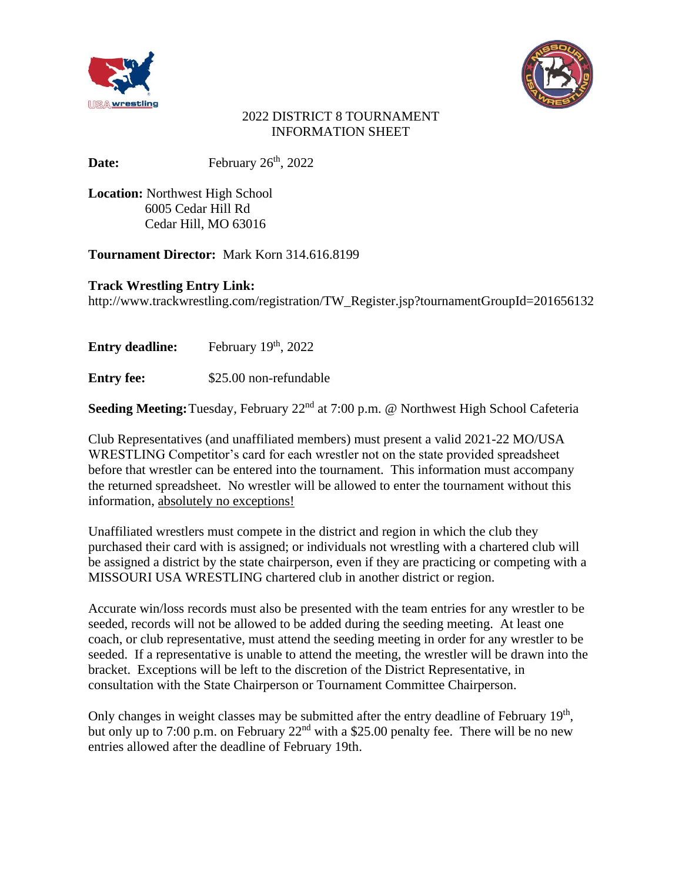# 2022 DISTRICT 8 TOURNAMENT INFORMATION SHEET

**Date:** February 26th, 2022

**Location:** Northwest High School
6005 Cedar Hill Rd
Cedar Hill, MO 63016

**Tournament Director:** Mark Korn 314.616.8199

**Track Wrestling Entry Link:**
http://www.trackwrestling.com/registration/TW_Register.jsp?tournamentGroupId=201656132

**Entry deadline:** February 19th, 2022

**Entry fee:** $25.00 non-refundable

**Seeding Meeting:** Tuesday, February 22nd at 7:00 p.m. @ Northwest High School Cafeteria

Club Representatives (and unaffiliated members) must present a valid 2021-22 MO/USA WRESTLING Competitor's card for each wrestler not on the state provided spreadsheet before that wrestler can be entered into the tournament. This information must accompany the returned spreadsheet. No wrestler will be allowed to enter the tournament without this information, absolutely no exceptions!

Unaffiliated wrestlers must compete in the district and region in which the club they purchased their card with is assigned; or individuals not wrestling with a chartered club will be assigned a district by the state chairperson, even if they are practicing or competing with a MISSOURI USA WRESTLING chartered club in another district or region.

Accurate win/loss records must also be presented with the team entries for any wrestler to be seeded, records will not be allowed to be added during the seeding meeting. At least one coach, or club representative, must attend the seeding meeting in order for any wrestler to be seeded. If a representative is unable to attend the meeting, the wrestler will be drawn into the bracket. Exceptions will be left to the discretion of the District Representative, in consultation with the State Chairperson or Tournament Committee Chairperson.

Only changes in weight classes may be submitted after the entry deadline of February 19th, but only up to 7:00 p.m. on February 22nd with a $25.00 penalty fee. There will be no new entries allowed after the deadline of February 19th.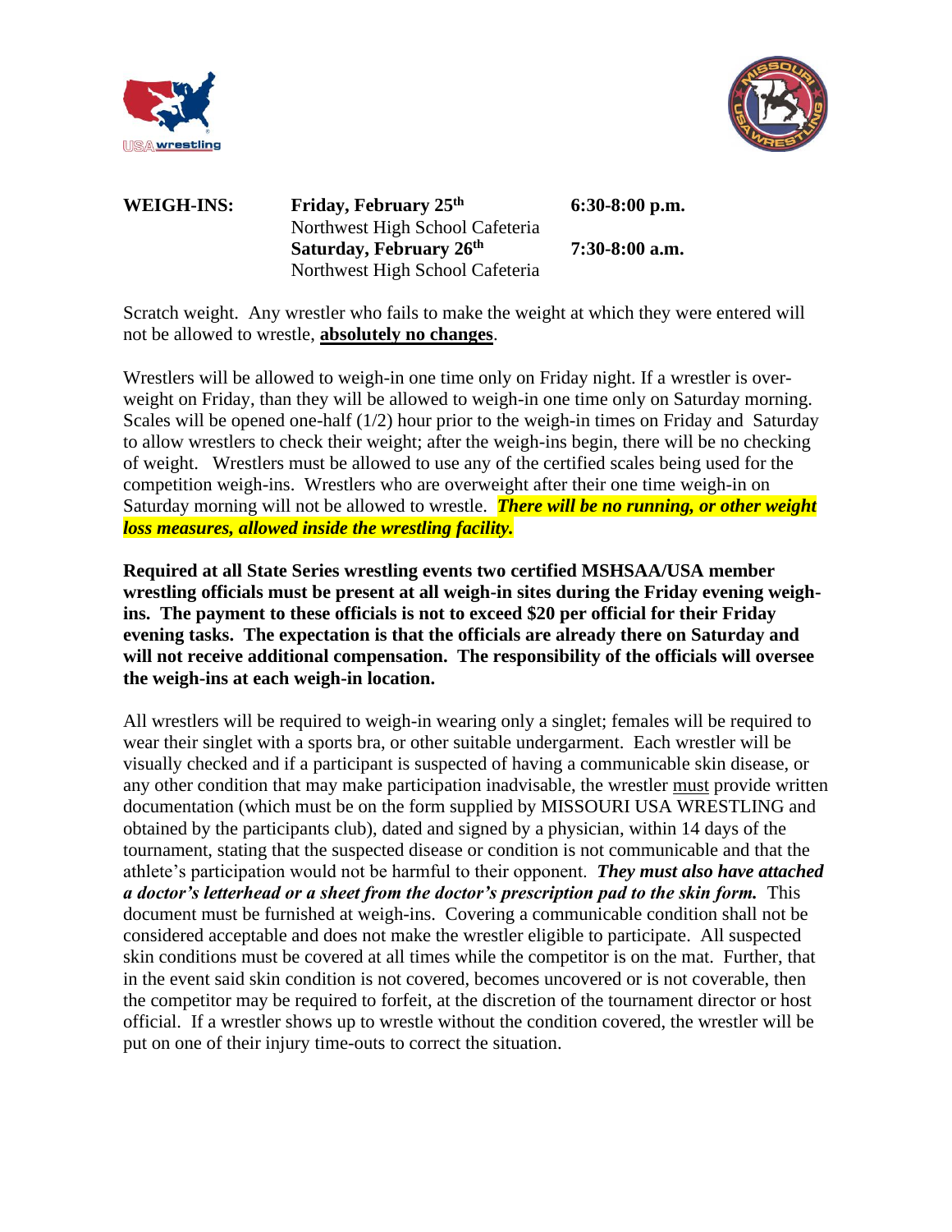**WEIGH-INS:**

| | | |
|---|---|---|
| **WEIGH-INS:** | **Friday, February 25th** Northwest High School Cafeteria | **6:30-8:00 p.m.** |
| | **Saturday, February 26th** Northwest High School Cafeteria | **7:30-8:00 a.m.** |

Scratch weight. Any wrestler who fails to make the weight at which they were entered will not be allowed to wrestle, **absolutely no changes**.

Wrestlers will be allowed to weigh-in one time only on Friday night. If a wrestler is over-weight on Friday, than they will be allowed to weigh-in one time only on Saturday morning. Scales will be opened one-half (1/2) hour prior to the weigh-in times on Friday and Saturday to allow wrestlers to check their weight; after the weigh-ins begin, there will be no checking of weight. Wrestlers must be allowed to use any of the certified scales being used for the competition weigh-ins. Wrestlers who are overweight after their one time weigh-in on Saturday morning will not be allowed to wrestle. ***There will be no running, or other weight loss measures, allowed inside the wrestling facility.***

**Required at all State Series wrestling events two certified MSHSAA/USA member wrestling officials must be present at all weigh-in sites during the Friday evening weigh-ins. The payment to these officials is not to exceed $20 per official for their Friday evening tasks. The expectation is that the officials are already there on Saturday and will not receive additional compensation. The responsibility of the officials will oversee the weigh-ins at each weigh-in location.**

All wrestlers will be required to weigh-in wearing only a singlet; females will be required to wear their singlet with a sports bra, or other suitable undergarment. Each wrestler will be visually checked and if a participant is suspected of having a communicable skin disease, or any other condition that may make participation inadvisable, the wrestler must provide written documentation (which must be on the form supplied by MISSOURI USA WRESTLING and obtained by the participants club), dated and signed by a physician, within 14 days of the tournament, stating that the suspected disease or condition is not communicable and that the athlete's participation would not be harmful to their opponent. ***They must also have attached a doctor's letterhead or a sheet from the doctor's prescription pad to the skin form.*** This document must be furnished at weigh-ins. Covering a communicable condition shall not be considered acceptable and does not make the wrestler eligible to participate. All suspected skin conditions must be covered at all times while the competitor is on the mat. Further, that in the event said skin condition is not covered, becomes uncovered or is not coverable, then the competitor may be required to forfeit, at the discretion of the tournament director or host official. If a wrestler shows up to wrestle without the condition covered, the wrestler will be put on one of their injury time-outs to correct the situation.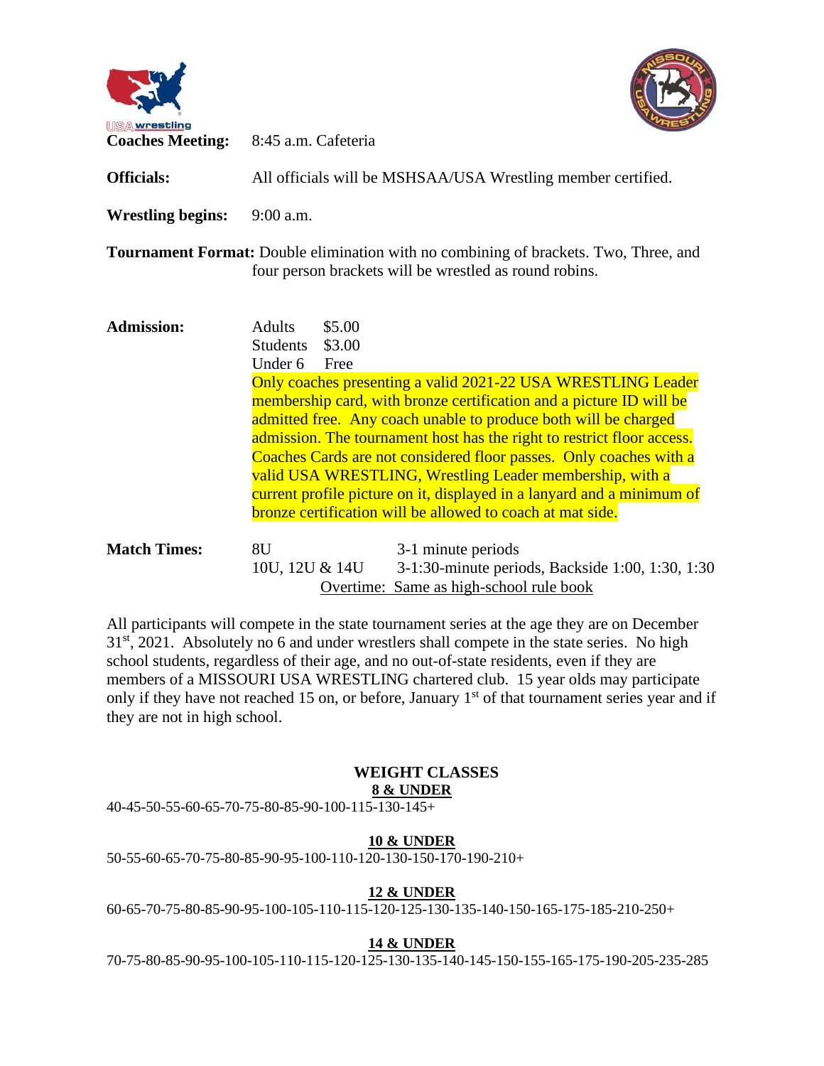**Coaches Meeting:** 8:45 a.m. Cafeteria

**Officials:** All officials will be MSHSAA/USA Wrestling member certified.

**Wrestling begins:** 9:00 a.m.

**Tournament Format:** Double elimination with no combining of brackets. Two, Three, and four person brackets will be wrestled as round robins.

**Admission:**

| | |
|---|---|
| Adults | $5.00 |
| Students | $3.00 |
| Under 6 | Free |

Only coaches presenting a valid 2021-22 USA WRESTLING Leader membership card, with bronze certification and a picture ID will be admitted free. Any coach unable to produce both will be charged admission. The tournament host has the right to restrict floor access. Coaches Cards are not considered floor passes. Only coaches with a valid USA WRESTLING, Wrestling Leader membership, with a current profile picture on it, displayed in a lanyard and a minimum of bronze certification will be allowed to coach at mat side.

**Match Times:**

| | |
|---|---|
| 8U | 3-1 minute periods |
| 10U, 12U & 14U | 3-1:30-minute periods, Backside 1:00, 1:30, 1:30 |

Overtime: Same as high-school rule book

All participants will compete in the state tournament series at the age they are on December 31st, 2021. Absolutely no 6 and under wrestlers shall compete in the state series. No high school students, regardless of their age, and no out-of-state residents, even if they are members of a MISSOURI USA WRESTLING chartered club. 15 year olds may participate only if they have not reached 15 on, or before, January 1st of that tournament series year and if they are not in high school.

## WEIGHT CLASSES

**8 & UNDER**

40-45-50-55-60-65-70-75-80-85-90-100-115-130-145+

**10 & UNDER**

50-55-60-65-70-75-80-85-90-95-100-110-120-130-150-170-190-210+

**12 & UNDER**

60-65-70-75-80-85-90-95-100-105-110-115-120-125-130-135-140-150-165-175-185-210-250+

**14 & UNDER**

70-75-80-85-90-95-100-105-110-115-120-125-130-135-140-145-150-155-165-175-190-205-235-285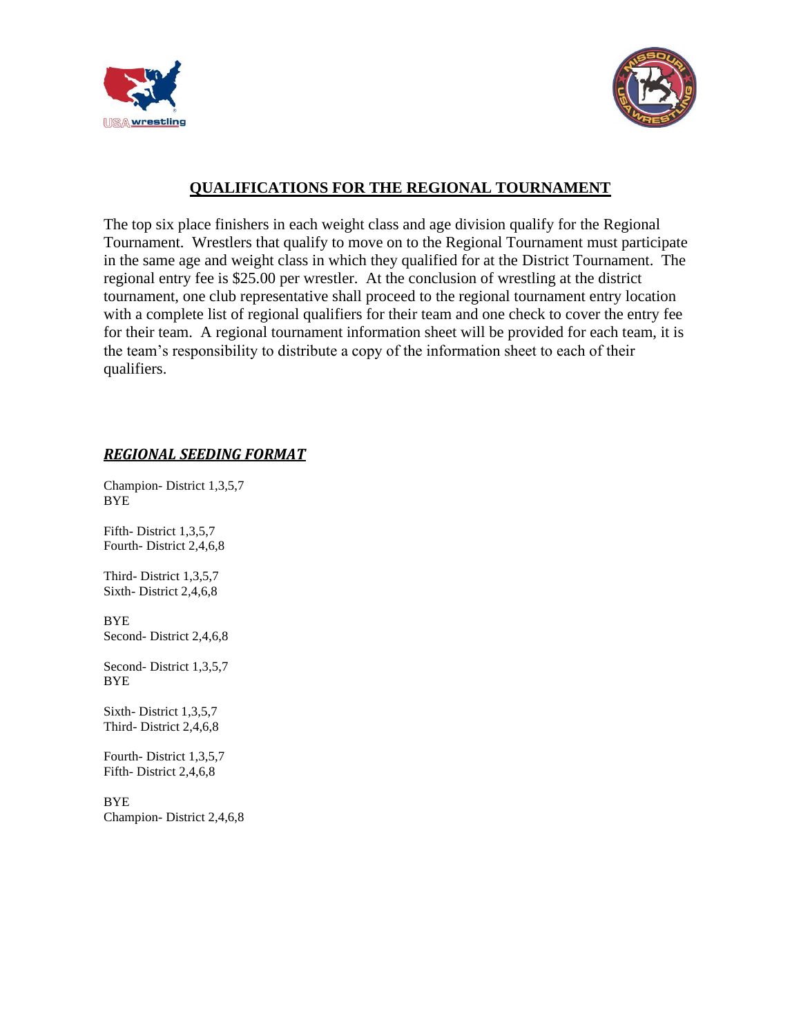## QUALIFICATIONS FOR THE REGIONAL TOURNAMENT

The top six place finishers in each weight class and age division qualify for the Regional Tournament. Wrestlers that qualify to move on to the Regional Tournament must participate in the same age and weight class in which they qualified for at the District Tournament. The regional entry fee is $25.00 per wrestler. At the conclusion of wrestling at the district tournament, one club representative shall proceed to the regional tournament entry location with a complete list of regional qualifiers for their team and one check to cover the entry fee for their team. A regional tournament information sheet will be provided for each team, it is the team's responsibility to distribute a copy of the information sheet to each of their qualifiers.

### ***REGIONAL SEEDING FORMAT***

Champion- District 1,3,5,7
BYE

Fifth- District 1,3,5,7
Fourth- District 2,4,6,8

Third- District 1,3,5,7
Sixth- District 2,4,6,8

BYE
Second- District 2,4,6,8

Second- District 1,3,5,7
BYE

Sixth- District 1,3,5,7
Third- District 2,4,6,8

Fourth- District 1,3,5,7
Fifth- District 2,4,6,8

BYE
Champion- District 2,4,6,8